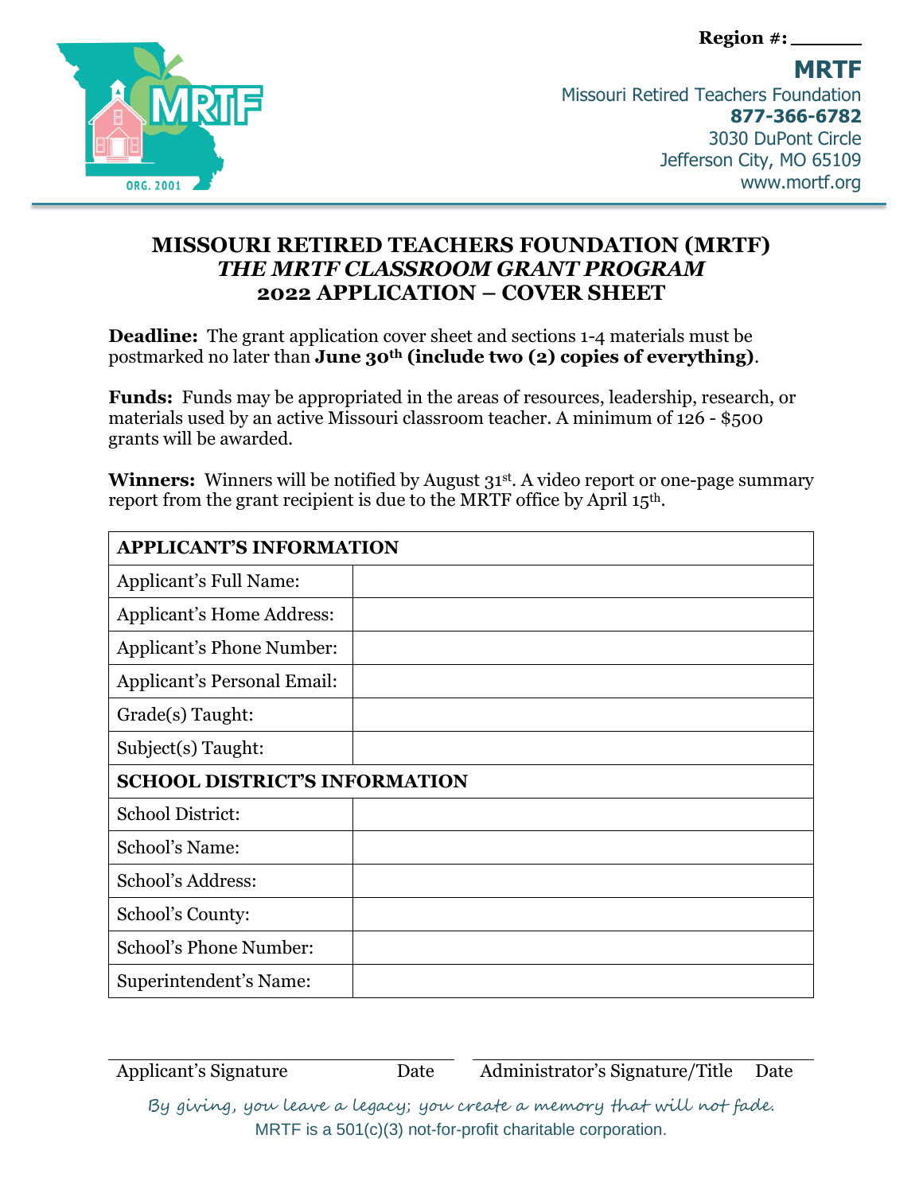**Region #:** ______

**MRTF**
Missouri Retired Teachers Foundation
**877-366-6782**
3030 DuPont Circle
Jefferson City, MO 65109
www.mortf.org

# MISSOURI RETIRED TEACHERS FOUNDATION (MRTF)
## *THE MRTF CLASSROOM GRANT PROGRAM*
## 2022 APPLICATION – COVER SHEET

**Deadline:** The grant application cover sheet and sections 1-4 materials must be postmarked no later than **June 30th (include two (2) copies of everything)**.

**Funds:** Funds may be appropriated in the areas of resources, leadership, research, or materials used by an active Missouri classroom teacher. A minimum of 126 - $500 grants will be awarded.

**Winners:** Winners will be notified by August 31st. A video report or one-page summary report from the grant recipient is due to the MRTF office by April 15th.

| **APPLICANT'S INFORMATION** | |
|---|---|
| Applicant's Full Name: | |
| Applicant's Home Address: | |
| Applicant's Phone Number: | |
| Applicant's Personal Email: | |
| Grade(s) Taught: | |
| Subject(s) Taught: | |
| **SCHOOL DISTRICT'S INFORMATION** | |
| School District: | |
| School's Name: | |
| School's Address: | |
| School's County: | |
| School's Phone Number: | |
| Superintendent's Name: | |

_______________________________ _______________________________

Applicant's Signature Date Administrator's Signature/Title Date

*By giving, you leave a legacy; you create a memory that will not fade.*

MRTF is a 501(c)(3) not-for-profit charitable corporation.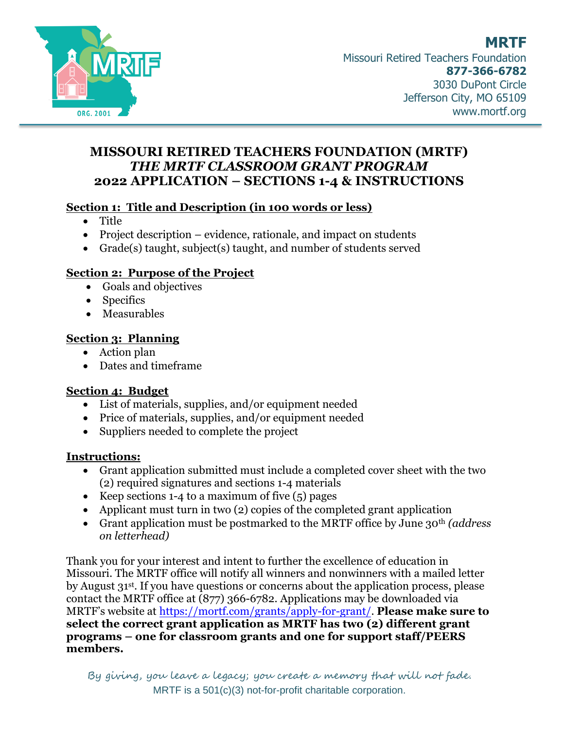**MRTF**
Missouri Retired Teachers Foundation
**877-366-6782**
3030 DuPont Circle
Jefferson City, MO 65109
www.mortf.org

# MISSOURI RETIRED TEACHERS FOUNDATION (MRTF)
## *THE MRTF CLASSROOM GRANT PROGRAM*
## 2022 APPLICATION – SECTIONS 1-4 & INSTRUCTIONS

**Section 1: Title and Description (in 100 words or less)**

- Title
- Project description – evidence, rationale, and impact on students
- Grade(s) taught, subject(s) taught, and number of students served

**Section 2: Purpose of the Project**

- Goals and objectives
- Specifics
- Measurables

**Section 3: Planning**

- Action plan
- Dates and timeframe

**Section 4: Budget**

- List of materials, supplies, and/or equipment needed
- Price of materials, supplies, and/or equipment needed
- Suppliers needed to complete the project

**Instructions:**

- Grant application submitted must include a completed cover sheet with the two (2) required signatures and sections 1-4 materials
- Keep sections 1-4 to a maximum of five (5) pages
- Applicant must turn in two (2) copies of the completed grant application
- Grant application must be postmarked to the MRTF office by June 30th *(address on letterhead)*

Thank you for your interest and intent to further the excellence of education in Missouri. The MRTF office will notify all winners and nonwinners with a mailed letter by August 31st. If you have questions or concerns about the application process, please contact the MRTF office at (877) 366-6782. Applications may be downloaded via MRTF's website at https://mortf.com/grants/apply-for-grant/. **Please make sure to select the correct grant application as MRTF has two (2) different grant programs – one for classroom grants and one for support staff/PEERS members.**

*By giving, you leave a legacy; you create a memory that will not fade.*
MRTF is a 501(c)(3) not-for-profit charitable corporation.